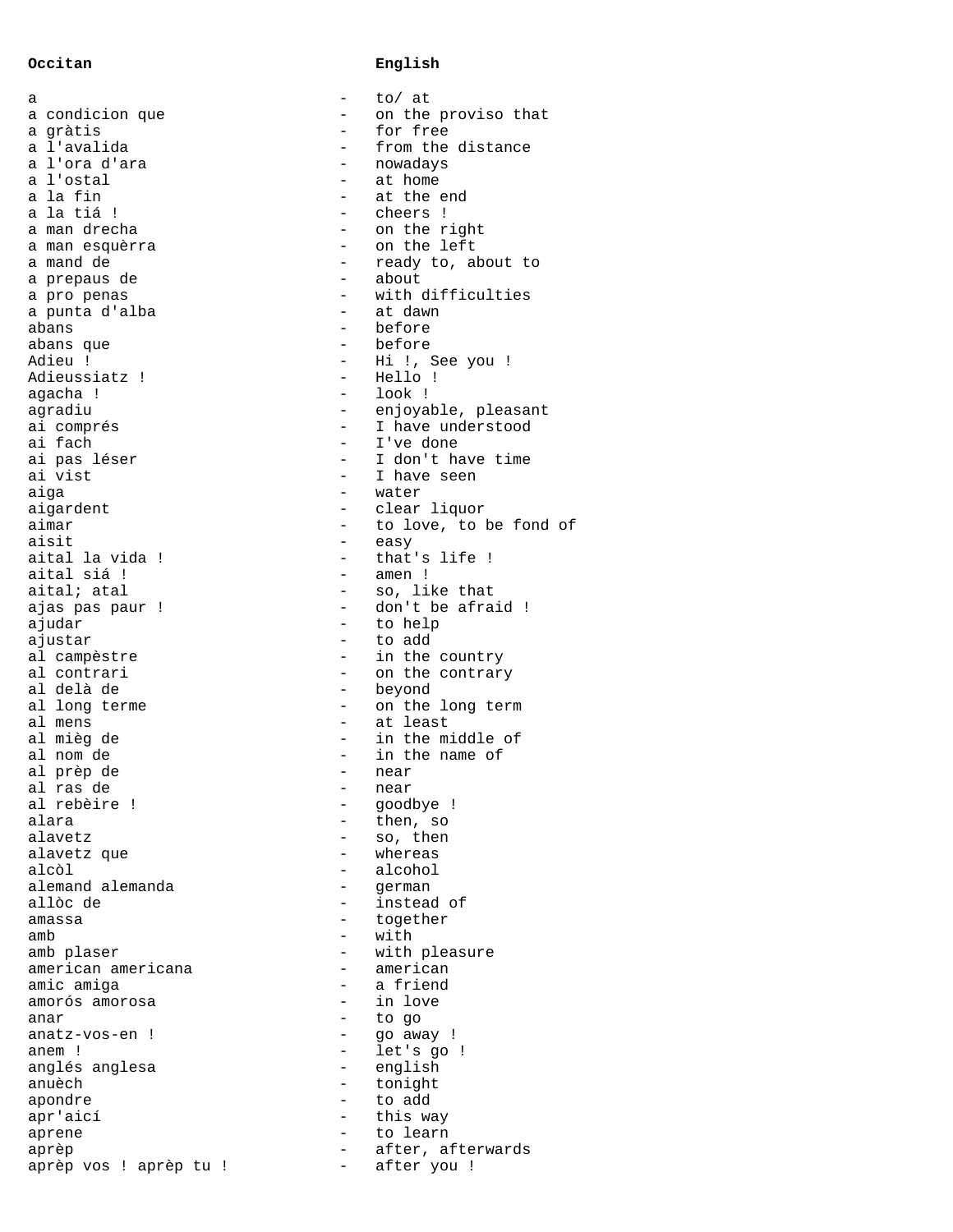| Occitan | | English |
|---|---|---|
| a | - | to/ at |
| a condicion que | - | on the proviso that |
| a gràtis | - | for free |
| a l'avalida | - | from the distance |
| a l'ora d'ara | - | nowadays |
| a l'ostal | - | at home |
| a la fin | - | at the end |
| a la tiá ! | - | cheers ! |
| a man drecha | - | on the right |
| a man esquèrra | - | on the left |
| a mand de | - | ready to, about to |
| a prepaus de | - | about |
| a pro penas | - | with difficulties |
| a punta d'alba | - | at dawn |
| abans | - | before |
| abans que | - | before |
| Adieu ! | - | Hi !, See you ! |
| Adieussiatz ! | - | Hello ! |
| agacha ! | - | look ! |
| agradiu | - | enjoyable, pleasant |
| ai comprés | - | I have understood |
| ai fach | - | I've done |
| ai pas léser | - | I don't have time |
| ai vist | - | I have seen |
| aiga | - | water |
| aigardent | - | clear liquor |
| aimar | - | to love, to be fond of |
| aisit | - | easy |
| aital la vida ! | - | that's life ! |
| aital siá ! | - | amen ! |
| aital; atal | - | so, like that |
| ajas pas paur ! | - | don't be afraid ! |
| ajudar | - | to help |
| ajustar | - | to add |
| al campèstre | - | in the country |
| al contrari | - | on the contrary |
| al delà de | - | beyond |
| al long terme | - | on the long term |
| al mens | - | at least |
| al mièg de | - | in the middle of |
| al nom de | - | in the name of |
| al prèp de | - | near |
| al ras de | - | near |
| al rebèire ! | - | goodbye ! |
| alara | - | then, so |
| alavetz | - | so, then |
| alavetz que | - | whereas |
| alcòl | - | alcohol |
| alemand alemanda | - | german |
| allòc de | - | instead of |
| amassa | - | together |
| amb | - | with |
| amb plaser | - | with pleasure |
| american americana | - | american |
| amic amiga | - | a friend |
| amorós amorosa | - | in love |
| anar | - | to go |
| anatz-vos-en ! | - | go away ! |
| anem ! | - | let's go ! |
| anglés anglesa | - | english |
| anuèch | - | tonight |
| apondre | - | to add |
| apr'aicí | - | this way |
| aprene | - | to learn |
| aprèp | - | after, afterwards |
| aprèp vos ! aprèp tu ! | - | after you ! |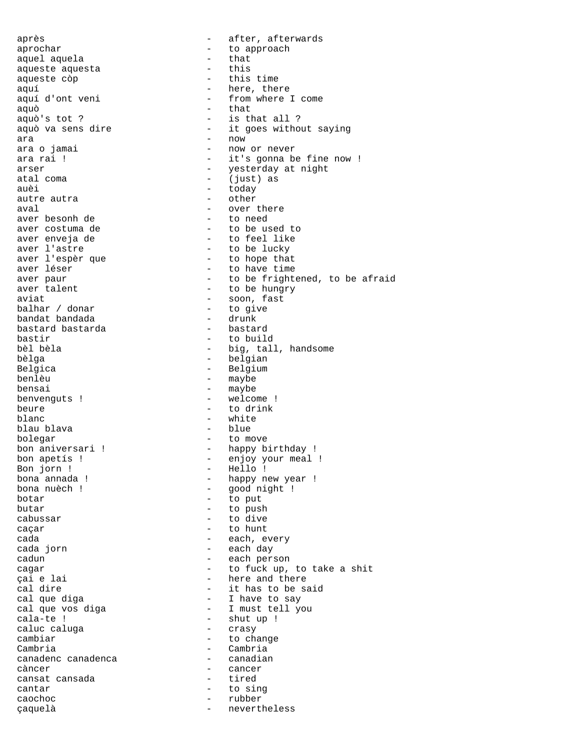```
après                          -   after, afterwards
aprochar                       -   to approach
aquel aquela                   -   that
aqueste aquesta                -   this
aqueste còp                    -   this time
aquí                           -   here, there
aquí d'ont veni                -   from where I come
aquò                           -   that
aquò's tot ?                   -   is that all ?
aquò va sens dire              -   it goes without saying
ara                            -   now
ara o jamai                    -   now or never
ara rai !                      -   it's gonna be fine now !
arser                          -   yesterday at night
atal coma                      -   (just) as
auèi                           -   today
autre autra                    -   other
aval                           -   over there
aver besonh de                 -   to need
aver costuma de                -   to be used to
aver enveja de                 -   to feel like
aver l'astre                   -   to be lucky
aver l'espèr que               -   to hope that
aver léser                     -   to have time
aver paur                      -   to be frightened, to be afraid
aver talent                    -   to be hungry
aviat                          -   soon, fast
balhar / donar                 -   to give
bandat bandada                 -   drunk
bastard bastarda               -   bastard
bastir                         -   to build
bèl bèla                       -   big, tall, handsome
bèlga                          -   belgian
Belgica                        -   Belgium
benlèu                         -   maybe
bensai                         -   maybe
benvenguts !                   -   welcome !
beure                          -   to drink
blanc                          -   white
blau blava                     -   blue
bolegar                        -   to move
bon aniversari !               -   happy birthday !
bon apetís !                   -   enjoy your meal !
Bon jorn !                     -   Hello !
bona annada !                  -   happy new year !
bona nuèch !                   -   good night !
botar                          -   to put
butar                          -   to push
cabussar                       -   to dive
caçar                          -   to hunt
cada                           -   each, every
cada jorn                      -   each day
cadun                          -   each person
cagar                          -   to fuck up, to take a shit
çai e lai                      -   here and there
cal dire                       -   it has to be said
cal que diga                   -   I have to say
cal que vos diga               -   I must tell you
cala-te !                      -   shut up !
caluc caluga                   -   crasy
cambiar                        -   to change
Cambria                        -   Cambria
canadenc canadenca             -   canadian
càncer                         -   cancer
cansat cansada                 -   tired
cantar                         -   to sing
caochoc                        -   rubber
çaquelà                        -   nevertheless
```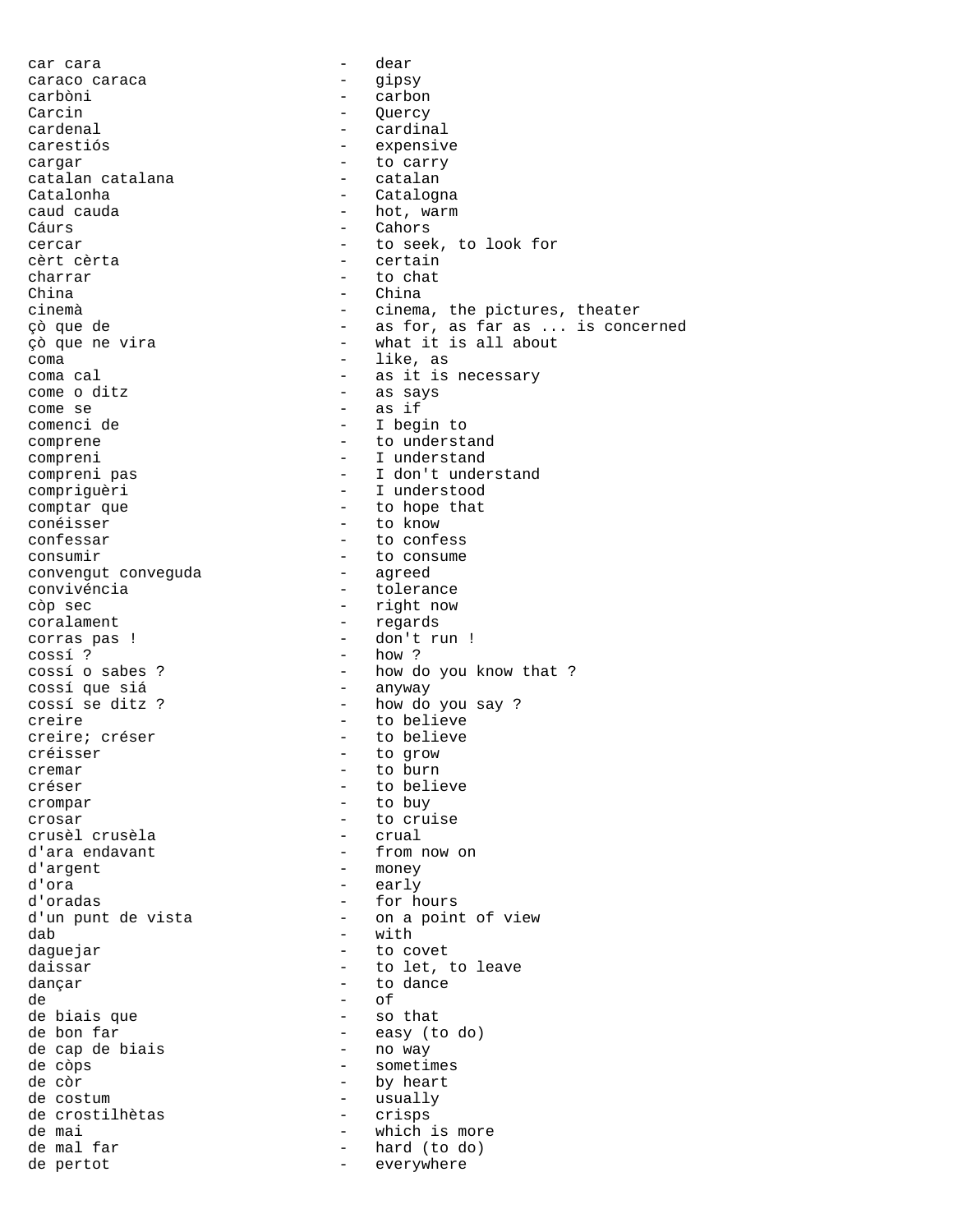car cara - dear
caraco caraca - gipsy
carbòni - carbon
Carcin - Quercy
cardenal - cardinal
carestiós - expensive
cargar - to carry
catalan catalana - catalan
Catalonha - Catalogna
caud cauda - hot, warm
Cáurs - Cahors
cercar - to seek, to look for
cèrt cèrta - certain
charrar - to chat
China - China
cinemà - cinema, the pictures, theater
çò que de - as for, as far as ... is concerned
çò que ne vira - what it is all about
coma - like, as
coma cal - as it is necessary
come o ditz - as says
come se - as if
comenci de - I begin to
comprene - to understand
compreni - I understand
compreni pas - I don't understand
comprriguèri - I understood
comptar que - to hope that
conéisser - to know
confessar - to confess
consumir - to consume
convengut conveguda - agreed
convivéncia - tolerance
còp sec - right now
coralament - regards
corras pas ! - don't run !
cossí ? - how ?
cossí o sabes ? - how do you know that ?
cossí que siá - anyway
cossí se ditz ? - how do you say ?
creire - to believe
creire; créser - to believe
créisser - to grow
cremar - to burn
créser - to believe
crompar - to buy
crosar - to cruise
crusèl crusèla - crual
d'ara endavant - from now on
d'argent - money
d'ora - early
d'oradas - for hours
d'un punt de vista - on a point of view
dab - with
daguejar - to covet
daissar - to let, to leave
dançar - to dance
de - of
de biais que - so that
de bon far - easy (to do)
de cap de biais - no way
de còps - sometimes
de còr - by heart
de costum - usually
de crostilhètas - crisps
de mai - which is more
de mal far - hard (to do)
de pertot - everywhere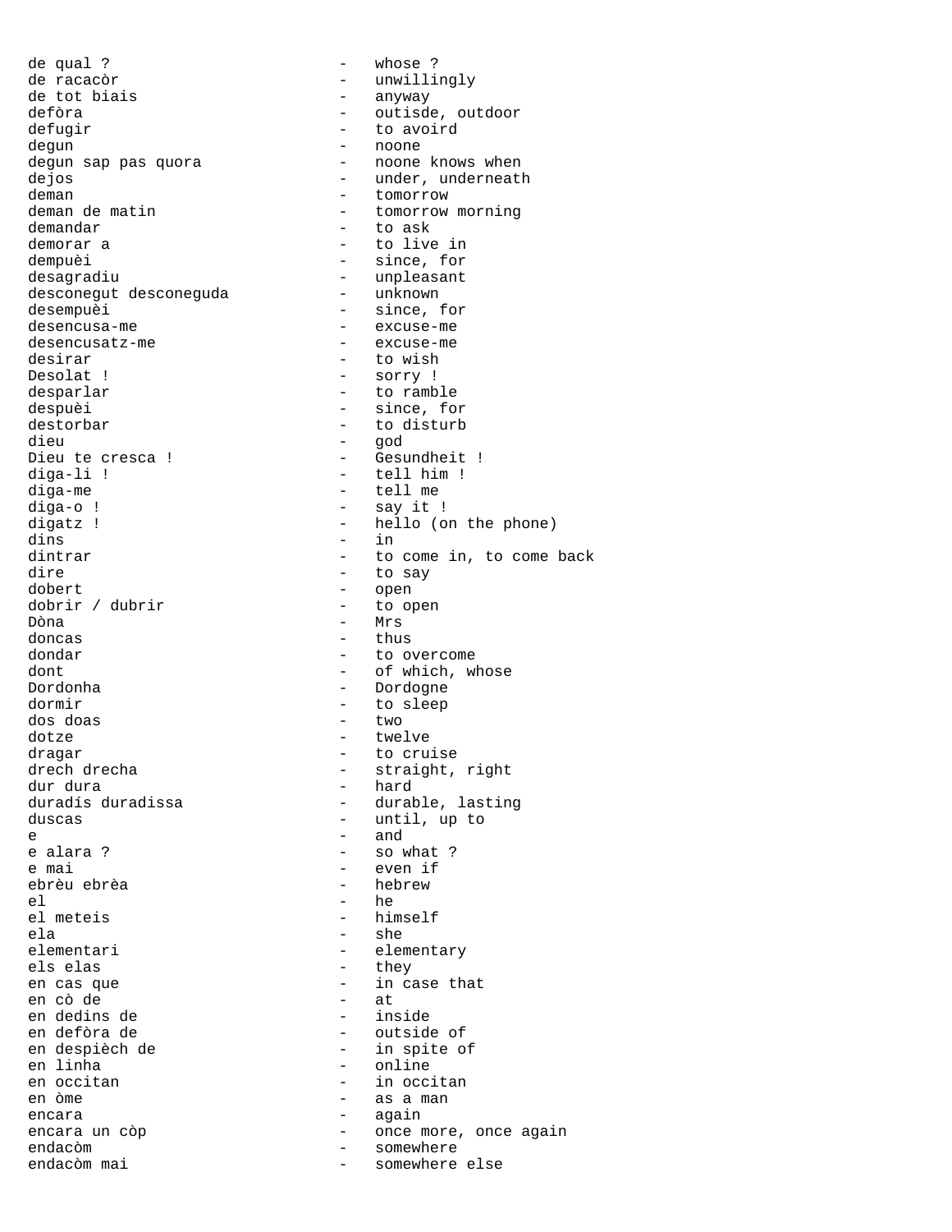| | | |
|---|---|---|
| de qual ? | - | whose ? |
| de racacòr | - | unwillingly |
| de tot biais | - | anyway |
| defòra | - | outisde, outdoor |
| defugir | - | to avoird |
| degun | - | noone |
| degun sap pas quora | - | noone knows when |
| dejos | - | under, underneath |
| deman | - | tomorrow |
| deman de matin | - | tomorrow morning |
| demandar | - | to ask |
| demorar a | - | to live in |
| dempuèi | - | since, for |
| desagradiu | - | unpleasant |
| desconegut desconeguda | - | unknown |
| desempuèi | - | since, for |
| desencusa-me | - | excuse-me |
| desencusatz-me | - | excuse-me |
| desirar | - | to wish |
| Desolat ! | - | sorry ! |
| desparlar | - | to ramble |
| despuèi | - | since, for |
| destorbar | - | to disturb |
| dieu | - | god |
| Dieu te cresca ! | - | Gesundheit ! |
| diga-li ! | - | tell him ! |
| diga-me | - | tell me |
| diga-o ! | - | say it ! |
| digatz ! | - | hello (on the phone) |
| dins | - | in |
| dintrar | - | to come in, to come back |
| dire | - | to say |
| dobert | - | open |
| dobrir / dubrir | - | to open |
| Dòna | - | Mrs |
| doncas | - | thus |
| dondar | - | to overcome |
| dont | - | of which, whose |
| Dordonha | - | Dordogne |
| dormir | - | to sleep |
| dos doas | - | two |
| dotze | - | twelve |
| dragar | - | to cruise |
| drech drecha | - | straight, right |
| dur dura | - | hard |
| duradís duradissa | - | durable, lasting |
| duscas | - | until, up to |
| e | - | and |
| e alara ? | - | so what ? |
| e mai | - | even if |
| ebrèu ebrèa | - | hebrew |
| el | - | he |
| el meteis | - | himself |
| ela | - | she |
| elementari | - | elementary |
| els elas | - | they |
| en cas que | - | in case that |
| en cò de | - | at |
| en dedins de | - | inside |
| en defòra de | - | outside of |
| en despièch de | - | in spite of |
| en linha | - | online |
| en occitan | - | in occitan |
| en òme | - | as a man |
| encara | - | again |
| encara un còp | - | once more, once again |
| endacòm | - | somewhere |
| endacòm mai | - | somewhere else |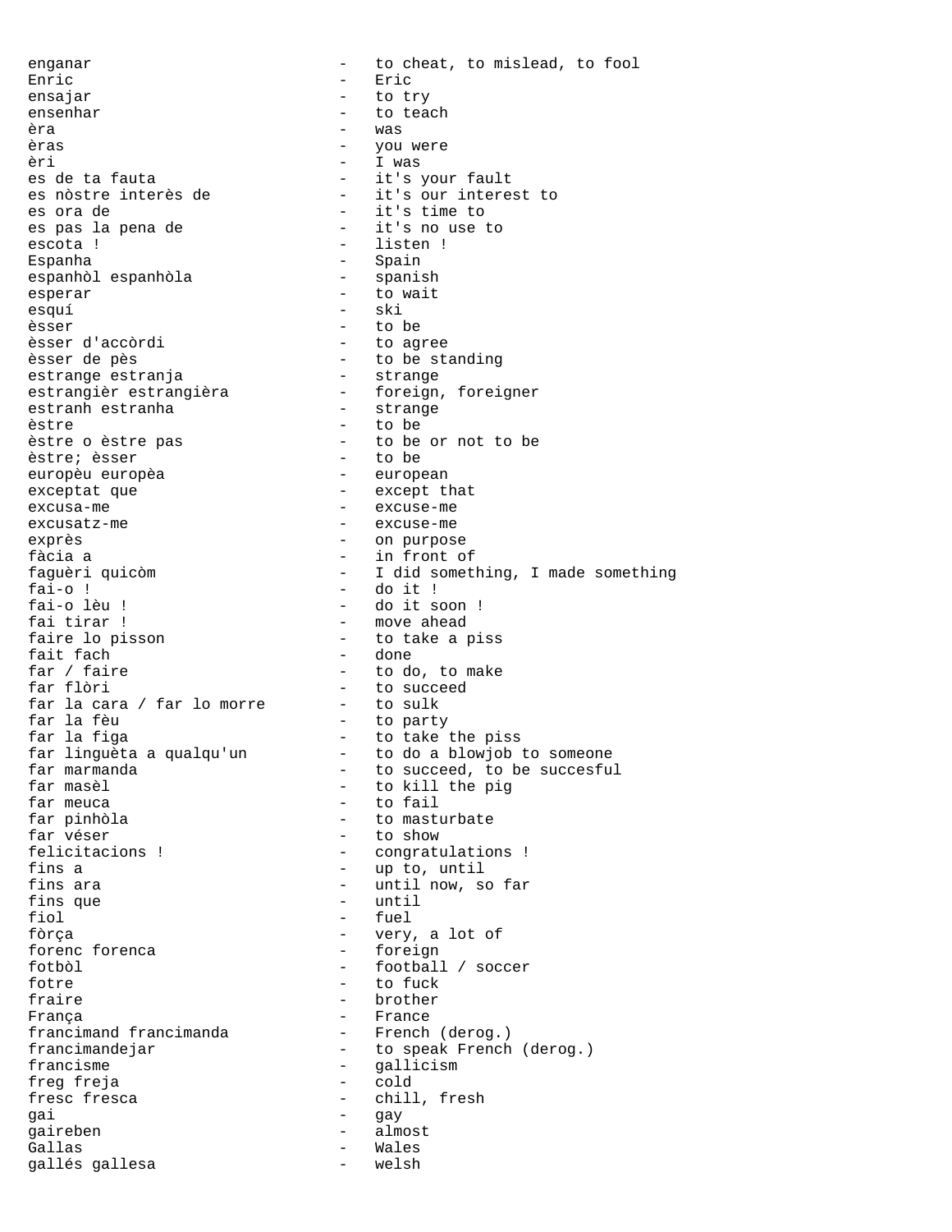```
enganar                          -   to cheat, to mislead, to fool
Enric                            -   Eric
ensajar                          -   to try
ensenhar                         -   to teach
èra                              -   was
èras                             -   you were
èri                              -   I was
es de ta fauta                   -   it's your fault
es nòstre interès de             -   it's our interest to
es ora de                        -   it's time to
es pas la pena de                -   it's no use to
escota !                         -   listen !
Espanha                          -   Spain
espanhòl espanhòla               -   spanish
esperar                          -   to wait
esquí                            -   ski
èsser                            -   to be
èsser d'accòrdi                  -   to agree
èsser de pès                     -   to be standing
estrange estranja                -   strange
estrangièr estrangièra           -   foreign, foreigner
estranh estranha                 -   strange
èstre                            -   to be
èstre o èstre pas                -   to be or not to be
èstre; èsser                     -   to be
europèu europèa                  -   european
exceptat que                     -   except that
excusa-me                        -   excuse-me
excusatz-me                      -   excuse-me
exprès                           -   on purpose
fàcia a                          -   in front of
faguèri quicòm                   -   I did something, I made something
fai-o !                          -   do it !
fai-o lèu !                      -   do it soon !
fai tirar !                      -   move ahead
faire lo pisson                  -   to take a piss
fait fach                        -   done
far / faire                      -   to do, to make
far flòri                        -   to succeed
far la cara / far lo morre       -   to sulk
far la fèu                       -   to party
far la figa                      -   to take the piss
far linguèta a qualqu'un         -   to do a blowjob to someone
far marmanda                     -   to succeed, to be succesful
far masèl                        -   to kill the pig
far meuca                        -   to fail
far pinhòla                      -   to masturbate
far véser                        -   to show
felicitacions !                  -   congratulations !
fins a                           -   up to, until
fins ara                         -   until now, so far
fins que                         -   until
fiol                             -   fuel
fòrça                            -   very, a lot of
forenc forenca                   -   foreign
fotbòl                           -   football / soccer
fotre                            -   to fuck
fraire                           -   brother
França                           -   France
francimand francimanda           -   French (derog.)
francimandejar                   -   to speak French (derog.)
francisme                        -   gallicism
freg freja                       -   cold
fresc fresca                     -   chill, fresh
gai                              -   gay
gaireben                         -   almost
Gallas                           -   Wales
gallés gallesa                   -   welsh
```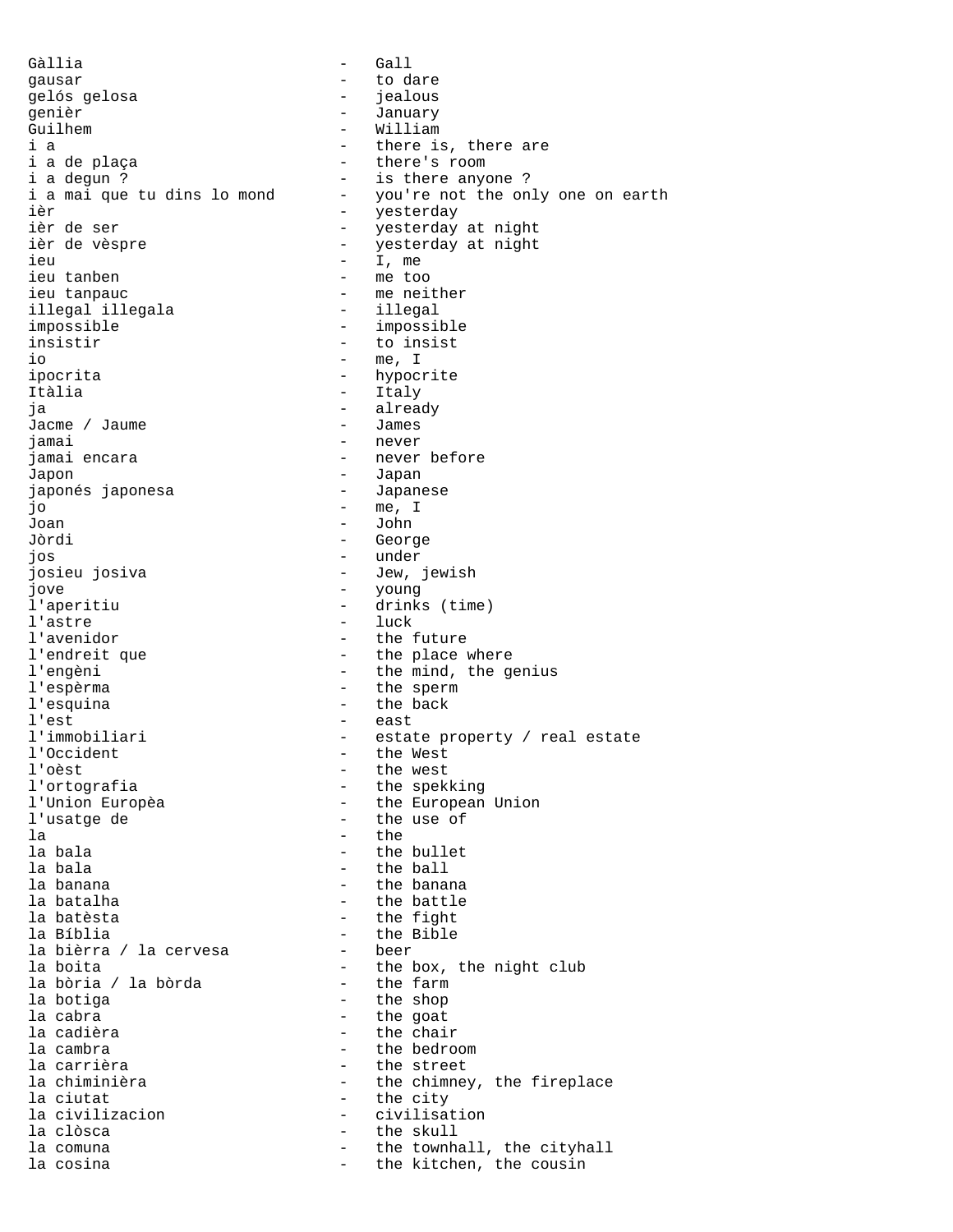```
Gàllia                          -   Gall
gausar                          -   to dare
gelós gelosa                    -   jealous
genièr                          -   January
Guilhem                         -   William
i a                             -   there is, there are
i a de plaça                    -   there's room
i a degun ?                     -   is there anyone ?
i a mai que tu dins lo mond     -   you're not the only one on earth
ièr                             -   yesterday
ièr de ser                      -   yesterday at night
ièr de vèspre                   -   yesterday at night
ieu                             -   I, me
ieu tanben                      -   me too
ieu tanpauc                     -   me neither
illegal illegala                -   illegal
impossible                      -   impossible
insistir                        -   to insist
io                              -   me, I
ipocrita                        -   hypocrite
Itàlia                          -   Italy
ja                              -   already
Jacme / Jaume                   -   James
jamai                           -   never
jamai encara                    -   never before
Japon                           -   Japan
japonés japonesa                -   Japanese
jo                              -   me, I
Joan                            -   John
Jòrdi                           -   George
jos                             -   under
josieu josiva                   -   Jew, jewish
jove                            -   young
l'aperitiu                      -   drinks (time)
l'astre                         -   luck
l'avenidor                      -   the future
l'endreit que                   -   the place where
l'engèni                        -   the mind, the genius
l'espèrma                       -   the sperm
l'esquina                       -   the back
l'est                           -   east
l'immobiliari                   -   estate property / real estate
l'Occident                      -   the West
l'oèst                          -   the west
l'ortografia                    -   the spekking
l'Union Europèa                 -   the European Union
l'usatge de                     -   the use of
la                              -   the
la bala                         -   the bullet
la bala                         -   the ball
la banana                       -   the banana
la batalha                      -   the battle
la batèsta                      -   the fight
la Bíblia                       -   the Bible
la bièrra / la cervesa          -   beer
la boita                        -   the box, the night club
la bòria / la bòrda             -   the farm
la botiga                       -   the shop
la cabra                        -   the goat
la cadièra                      -   the chair
la cambra                       -   the bedroom
la carrièra                     -   the street
la chiminièra                   -   the chimney, the fireplace
la ciutat                       -   the city
la civilizacion                 -   civilisation
la clòsca                       -   the skull
la comuna                       -   the townhall, the cityhall
la cosina                       -   the kitchen, the cousin
```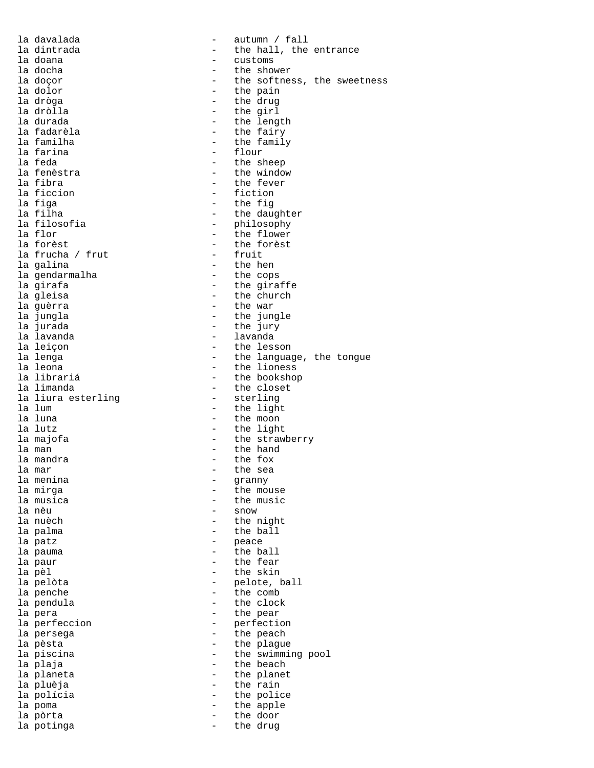la davalada - autumn / fall
la dintrada - the hall, the entrance
la doana - customs
la docha - the shower
la doçor - the softness, the sweetness
la dolor - the pain
la dròga - the drug
la dròlla - the girl
la durada - the length
la fadarèla - the fairy
la familha - the family
la farina - flour
la feda - the sheep
la fenèstra - the window
la fibra - the fever
la ficcion - fiction
la figa - the fig
la filha - the daughter
la filosofia - philosophy
la flor - the flower
la forèst - the forèst
la frucha / frut - fruit
la galina - the hen
la gendarmalha - the cops
la girafa - the giraffe
la gleisa - the church
la guèrra - the war
la jungla - the jungle
la jurada - the jury
la lavanda - lavanda
la leiçon - the lesson
la lenga - the language, the tongue
la leona - the lioness
la librariá - the bookshop
la limanda - the closet
la liura esterling - sterling
la lum - the light
la luna - the moon
la lutz - the light
la majofa - the strawberry
la man - the hand
la mandra - the fox
la mar - the sea
la menina - granny
la mirga - the mouse
la musica - the music
la nèu - snow
la nuèch - the night
la palma - the ball
la patz - peace
la pauma - the ball
la paur - the fear
la pèl - the skin
la pelòta - pelote, ball
la penche - the comb
la pendula - the clock
la pera - the pear
la perfeccion - perfection
la persega - the peach
la pèsta - the plague
la piscina - the swimming pool
la plaja - the beach
la planeta - the planet
la pluèja - the rain
la polícia - the police
la poma - the apple
la pòrta - the door
la potinga - the drug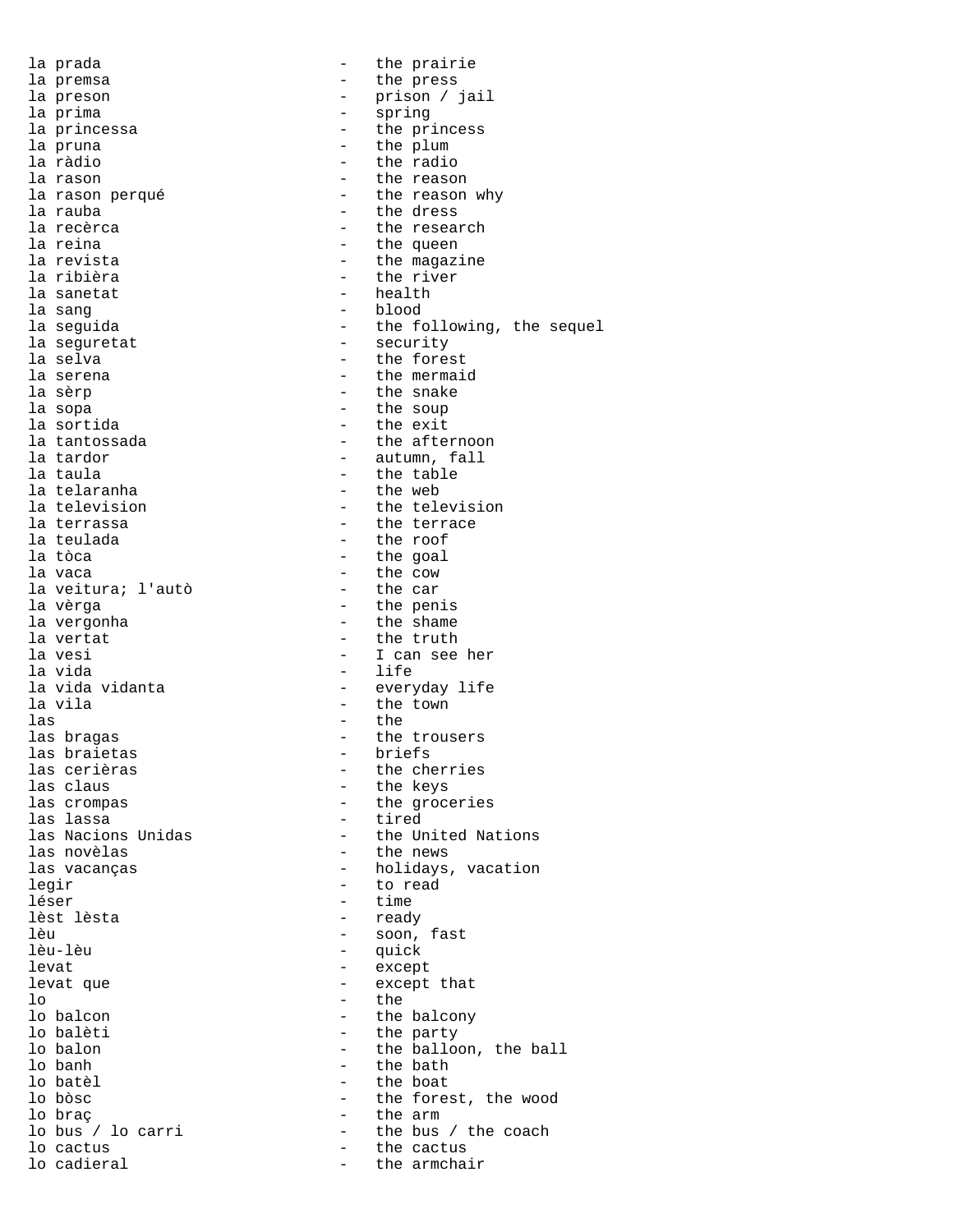la prada - the prairie
la premsa - the press
la preson - prison / jail
la prima - spring
la princessa - the princess
la pruna - the plum
la ràdio - the radio
la rason - the reason
la rason perqué - the reason why
la rauba - the dress
la recèrca - the research
la reina - the queen
la revista - the magazine
la ribièra - the river
la sanetat - health
la sang - blood
la seguida - the following, the sequel
la seguretat - security
la selva - the forest
la serena - the mermaid
la sèrp - the snake
la sopa - the soup
la sortida - the exit
la tantossada - the afternoon
la tardor - autumn, fall
la taula - the table
la telaranha - the web
la television - the television
la terrassa - the terrace
la teulada - the roof
la tòca - the goal
la vaca - the cow
la veitura; l'autò - the car
la vèrga - the penis
la vergonha - the shame
la vertat - the truth
la vesi - I can see her
la vida - life
la vida vidanta - everyday life
la vila - the town
las - the
las bragas - the trousers
las braietas - briefs
las cerièras - the cherries
las claus - the keys
las crompas - the groceries
las lassa - tired
las Nacions Unidas - the United Nations
las novèlas - the news
las vacanças - holidays, vacation
legir - to read
léser - time
lèst lèsta - ready
lèu - soon, fast
lèu-lèu - quick
levat - except
levat que - except that
lo - the
lo balcon - the balcony
lo balèti - the party
lo balon - the balloon, the ball
lo banh - the bath
lo batèl - the boat
lo bòsc - the forest, the wood
lo braç - the arm
lo bus / lo carri - the bus / the coach
lo cactus - the cactus
lo cadieral - the armchair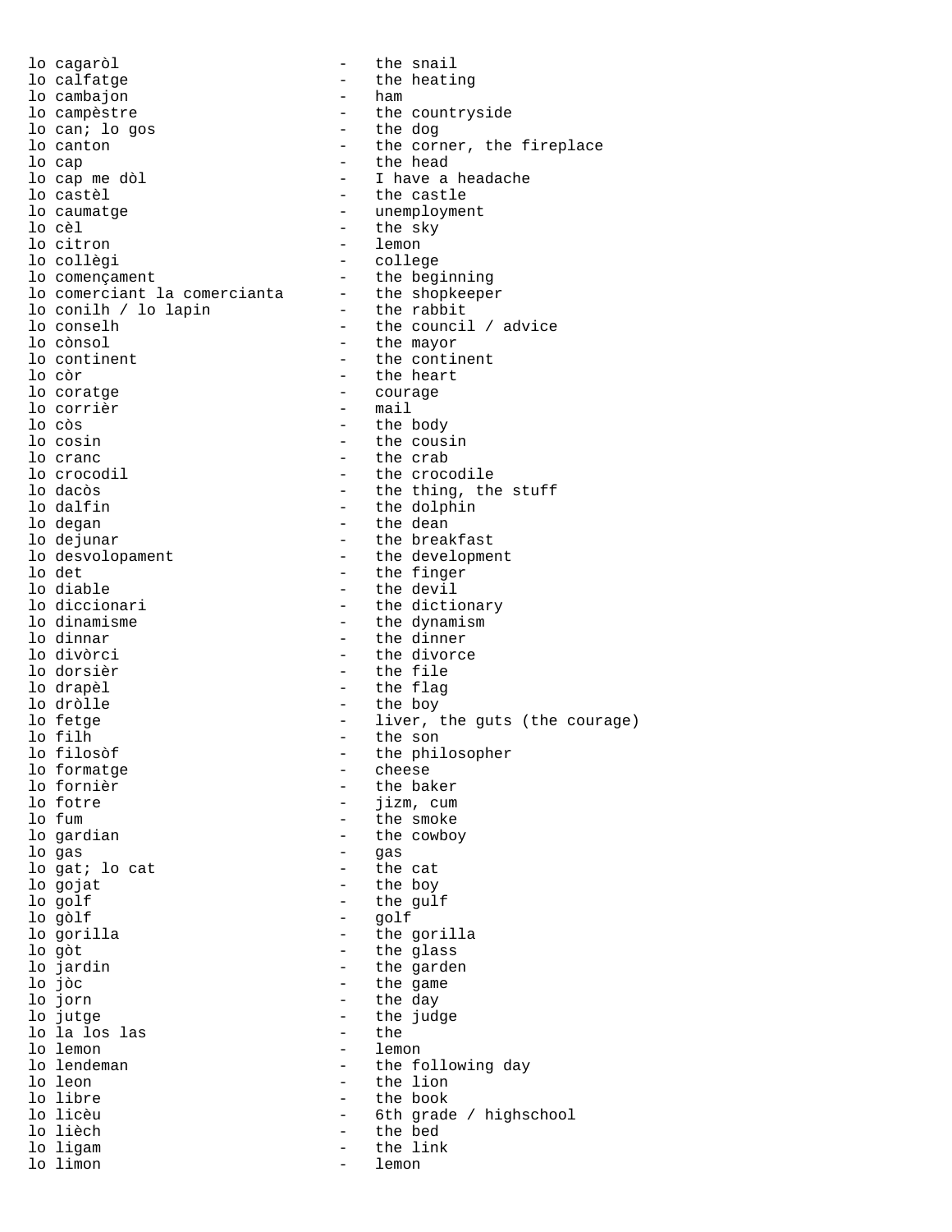lo cagaròl - the snail
lo calfatge - the heating
lo cambajon - ham
lo campèstre - the countryside
lo can; lo gos - the dog
lo canton - the corner, the fireplace
lo cap - the head
lo cap me dòl - I have a headache
lo castèl - the castle
lo caumatge - unemployment
lo cèl - the sky
lo citron - lemon
lo collègi - college
lo començament - the beginning
lo comerciant la comercianta - the shopkeeper
lo conilh / lo lapin - the rabbit
lo conselh - the council / advice
lo cònsol - the mayor
lo continent - the continent
lo còr - the heart
lo coratge - courage
lo corrièr - mail
lo còs - the body
lo cosin - the cousin
lo cranc - the crab
lo crocodil - the crocodile
lo dacòs - the thing, the stuff
lo dalfin - the dolphin
lo degan - the dean
lo dejunar - the breakfast
lo desvolopament - the development
lo det - the finger
lo diable - the devil
lo diccionari - the dictionary
lo dinamisme - the dynamism
lo dinnar - the dinner
lo divòrci - the divorce
lo dorsièr - the file
lo drapèl - the flag
lo dròlle - the boy
lo fetge - liver, the guts (the courage)
lo filh - the son
lo filosòf - the philosopher
lo formatge - cheese
lo fornièr - the baker
lo fotre - jizm, cum
lo fum - the smoke
lo gardian - the cowboy
lo gas - gas
lo gat; lo cat - the cat
lo gojat - the boy
lo golf - the gulf
lo gòlf - golf
lo gorilla - the gorilla
lo gòt - the glass
lo jardin - the garden
lo jòc - the game
lo jorn - the day
lo jutge - the judge
lo la los las - the
lo lemon - lemon
lo lendeman - the following day
lo leon - the lion
lo libre - the book
lo licèu - 6th grade / highschool
lo lièch - the bed
lo ligam - the link
lo limon - lemon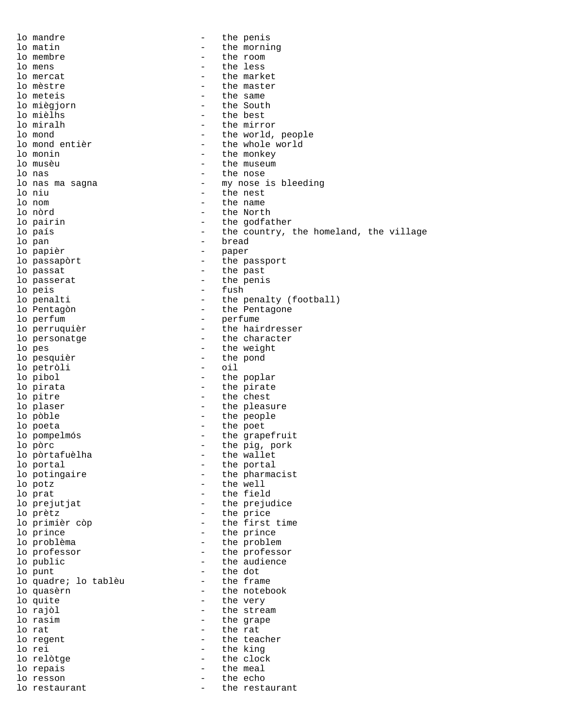```
lo mandre                   -   the penis
lo matin                    -   the morning
lo membre                   -   the room
lo mens                     -   the less
lo mercat                   -   the market
lo mèstre                   -   the master
lo meteis                   -   the same
lo miègjorn                 -   the South
lo mièlhs                   -   the best
lo miralh                   -   the mirror
lo mond                     -   the world, people
lo mond entièr              -   the whole world
lo monin                    -   the monkey
lo musèu                    -   the museum
lo nas                      -   the nose
lo nas ma sagna             -   my nose is bleeding
lo niu                      -   the nest
lo nom                      -   the name
lo nòrd                     -   the North
lo pairin                   -   the godfather
lo país                     -   the country, the homeland, the village
lo pan                      -   bread
lo papièr                   -   paper
lo passapòrt                -   the passport
lo passat                   -   the past
lo passerat                 -   the penis
lo peis                     -   fush
lo penalti                  -   the penalty (football)
lo Pentagòn                 -   the Pentagone
lo perfum                   -   perfume
lo perruquièr               -   the hairdresser
lo personatge               -   the character
lo pes                      -   the weight
lo pesquièr                 -   the pond
lo petròli                  -   oil
lo pibol                    -   the poplar
lo pirata                   -   the pirate
lo pitre                    -   the chest
lo plaser                   -   the pleasure
lo pòble                    -   the people
lo poeta                    -   the poet
lo pompelmós                -   the grapefruit
lo pòrc                     -   the pig, pork
lo pòrtafuèlha              -   the wallet
lo portal                   -   the portal
lo potingaire               -   the pharmacist
lo potz                     -   the well
lo prat                     -   the field
lo prejutjat                -   the prejudice
lo prètz                    -   the price
lo primièr còp              -   the first time
lo prince                   -   the prince
lo problèma                 -   the problem
lo professor                -   the professor
lo public                   -   the audience
lo punt                     -   the dot
lo quadre; lo tablèu        -   the frame
lo quasèrn                  -   the notebook
lo quite                    -   the very
lo rajòl                    -   the stream
lo rasim                    -   the grape
lo rat                      -   the rat
lo regent                   -   the teacher
lo rei                      -   the king
lo relòtge                  -   the clock
lo repais                   -   the meal
lo resson                   -   the echo
lo restaurant               -   the restaurant
```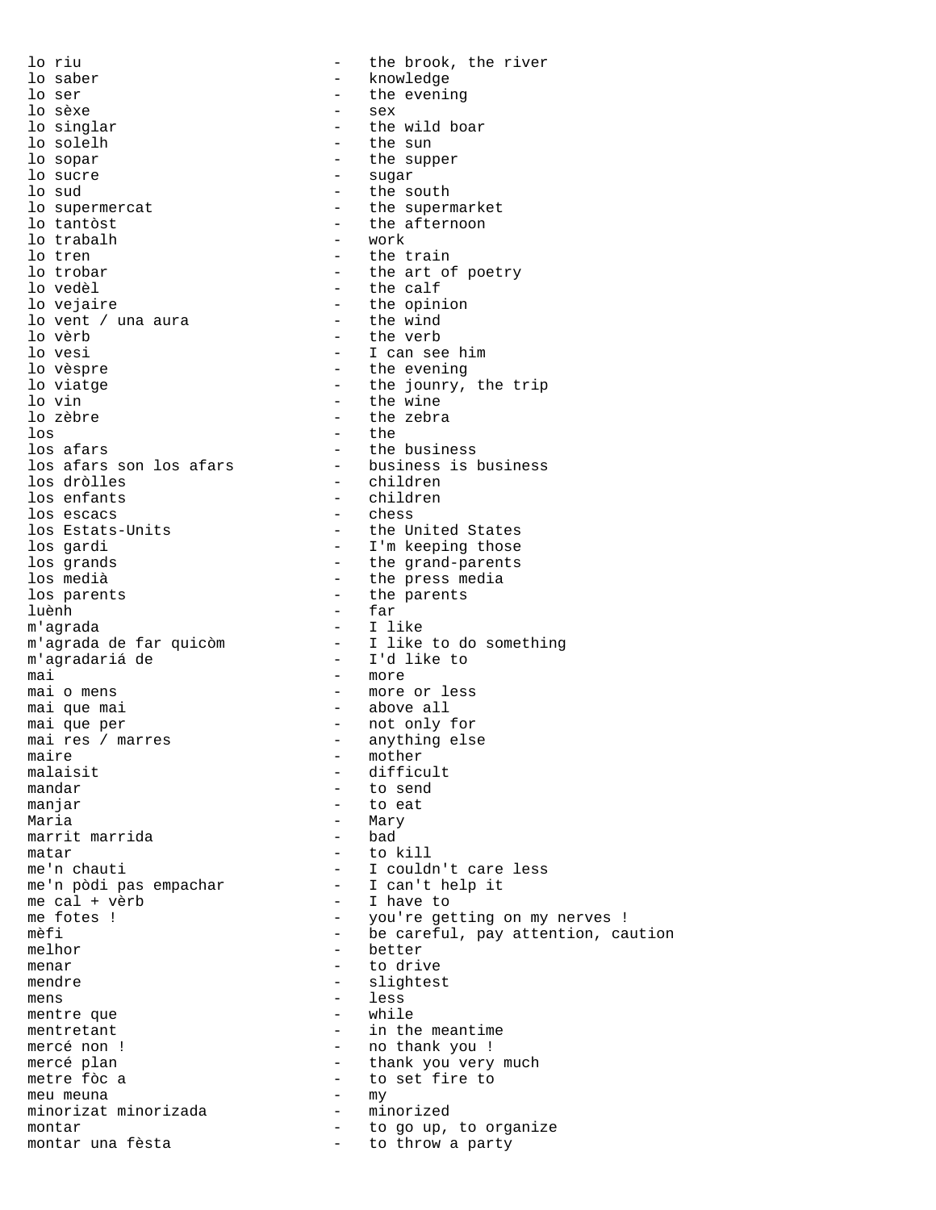lo riu - the brook, the river
lo saber - knowledge
lo ser - the evening
lo sèxe - sex
lo singlar - the wild boar
lo solelh - the sun
lo sopar - the supper
lo sucre - sugar
lo sud - the south
lo supermercat - the supermarket
lo tantòst - the afternoon
lo trabalh - work
lo tren - the train
lo trobar - the art of poetry
lo vedèl - the calf
lo vejaire - the opinion
lo vent / una aura - the wind
lo vèrb - the verb
lo vesi - I can see him
lo vèspre - the evening
lo viatge - the jounry, the trip
lo vin - the wine
lo zèbre - the zebra
los - the
los afars - the business
los afars son los afars - business is business
los dròlles - children
los enfants - children
los escacs - chess
los Estats-Units - the United States
los gardi - I'm keeping those
los grands - the grand-parents
los medià - the press media
los parents - the parents
luènh - far
m'agrada - I like
m'agrada de far quicòm - I like to do something
m'agradariá de - I'd like to
mai - more
mai o mens - more or less
mai que mai - above all
mai que per - not only for
mai res / marres - anything else
maire - mother
malaisit - difficult
mandar - to send
manjar - to eat
Maria - Mary
marrit marrida - bad
matar - to kill
me'n chauti - I couldn't care less
me'n pòdi pas empachar - I can't help it
me cal + vèrb - I have to
me fotes ! - you're getting on my nerves !
mèfi - be careful, pay attention, caution
melhor - better
menar - to drive
mendre - slightest
mens - less
mentre que - while
mentretant - in the meantime
mercé non ! - no thank you !
mercé plan - thank you very much
metre fòc a - to set fire to
meu meuna - my
minorizat minorizada - minorized
montar - to go up, to organize
montar una fèsta - to throw a party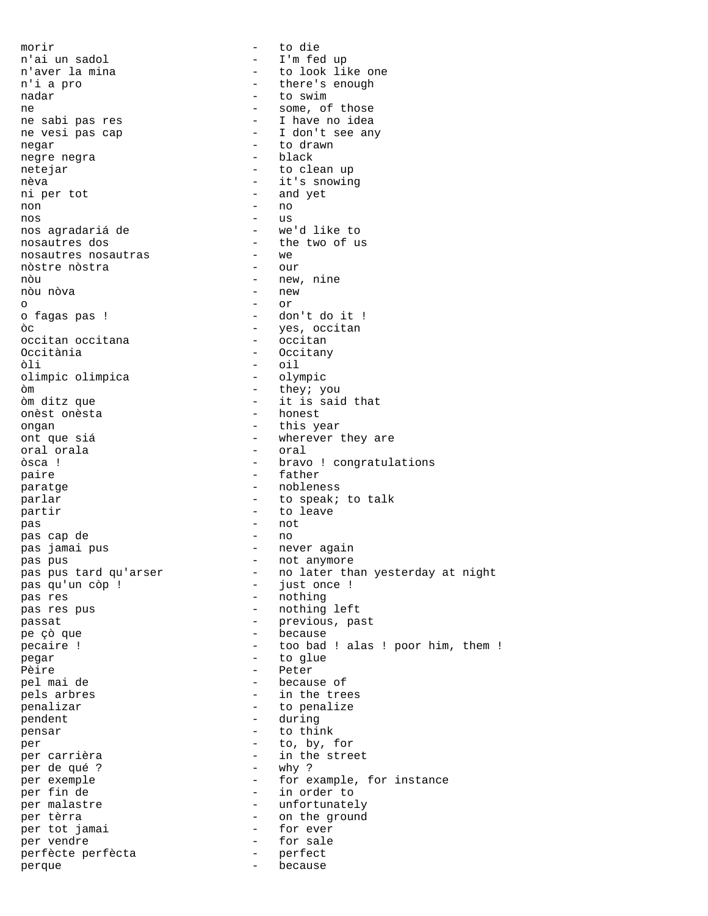morir - to die
n'ai un sadol - I'm fed up
n'aver la mina - to look like one
n'i a pro - there's enough
nadar - to swim
ne - some, of those
ne sabi pas res - I have no idea
ne vesi pas cap - I don't see any
negar - to drawn
negre negra - black
netejar - to clean up
nèva - it's snowing
ni per tot - and yet
non - no
nos - us
nos agradariá de - we'd like to
nosautres dos - the two of us
nosautres nosautras - we
nòstre nòstra - our
nòu - new, nine
nòu nòva - new
o - or
o fagas pas ! - don't do it !
òc - yes, occitan
occitan occitana - occitan
Occitània - Occitany
òli - oil
olimpic olimpica - olympic
òm - they; you
òm ditz que - it is said that
onèst onèsta - honest
ongan - this year
ont que siá - wherever they are
oral orala - oral
òsca ! - bravo ! congratulations
paire - father
paratge - nobleness
parlar - to speak; to talk
partir - to leave
pas - not
pas cap de - no
pas jamai pus - never again
pas pus - not anymore
pas pus tard qu'arser - no later than yesterday at night
pas qu'un còp ! - just once !
pas res - nothing
pas res pus - nothing left
passat - previous, past
pe çò que - because
pecaire ! - too bad ! alas ! poor him, them !
pegar - to glue
Pèire - Peter
pel mai de - because of
pels arbres - in the trees
penalizar - to penalize
pendent - during
pensar - to think
per - to, by, for
per carrièra - in the street
per de qué ? - why ?
per exemple - for example, for instance
per fin de - in order to
per malastre - unfortunately
per tèrra - on the ground
per tot jamai - for ever
per vendre - for sale
perfècte perfècta - perfect
perque - because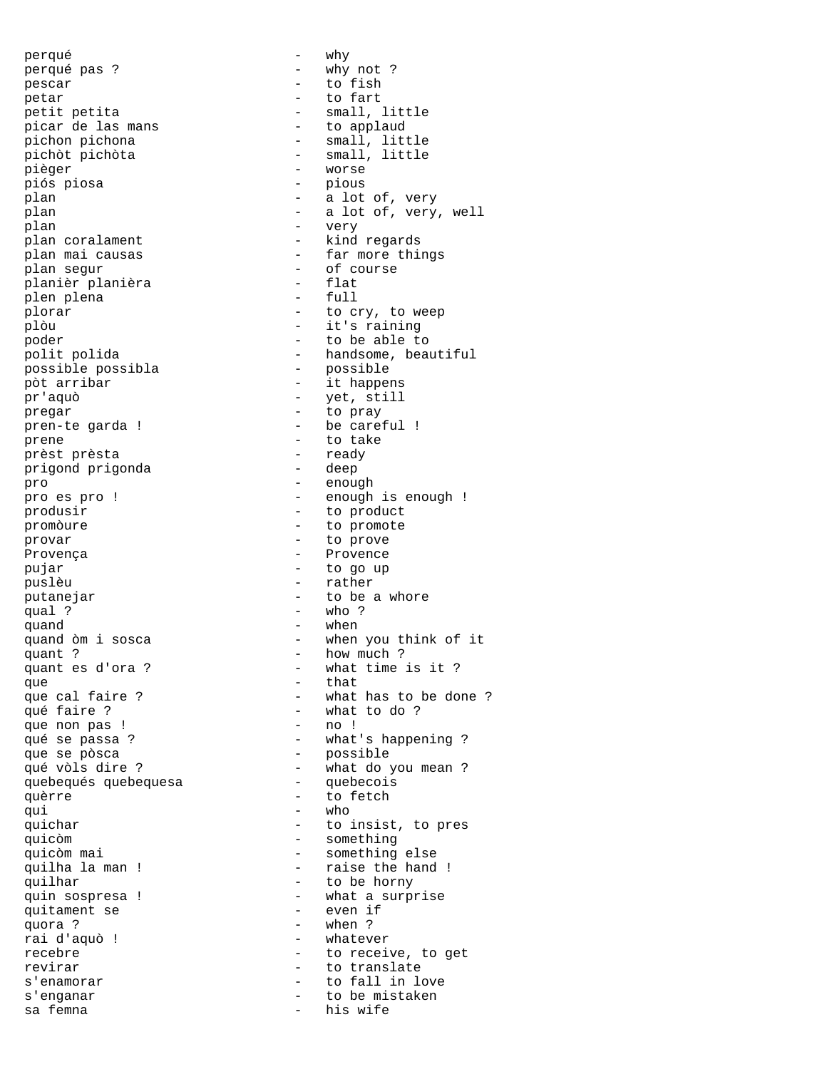perqué - why
perqué pas ? - why not ?
pescar - to fish
petar - to fart
petit petita - small, little
picar de las mans - to applaud
pichon pichona - small, little
pichòt pichòta - small, little
pièger - worse
piós piosa - pious
plan - a lot of, very
plan - a lot of, very, well
plan - very
plan coralament - kind regards
plan mai causas - far more things
plan segur - of course
planièr planièra - flat
plen plena - full
plorar - to cry, to weep
plòu - it's raining
poder - to be able to
polit polida - handsome, beautiful
possible possibla - possible
pòt arribar - it happens
pr'aquò - yet, still
pregar - to pray
pren-te garda ! - be careful !
prene - to take
prèst prèsta - ready
prigond prigonda - deep
pro - enough
pro es pro ! - enough is enough !
produsir - to product
promòure - to promote
provar - to prove
Provença - Provence
pujar - to go up
puslèu - rather
putanejar - to be a whore
qual ? - who ?
quand - when
quand òm i sosca - when you think of it
quant ? - how much ?
quant es d'ora ? - what time is it ?
que - that
que cal faire ? - what has to be done ?
qué faire ? - what to do ?
que non pas ! - no !
qué se passa ? - what's happening ?
que se pòsca - possible
qué vòls dire ? - what do you mean ?
quebequés quebequesa - quebecois
quèrre - to fetch
qui - who
quichar - to insist, to pres
quicòm - something
quicòm mai - something else
quilha la man ! - raise the hand !
quilhar - to be horny
quin sospresa ! - what a surprise
quitament se - even if
quora ? - when ?
rai d'aquò ! - whatever
recebre - to receive, to get
revirar - to translate
s'enamorar - to fall in love
s'enganar - to be mistaken
sa femna - his wife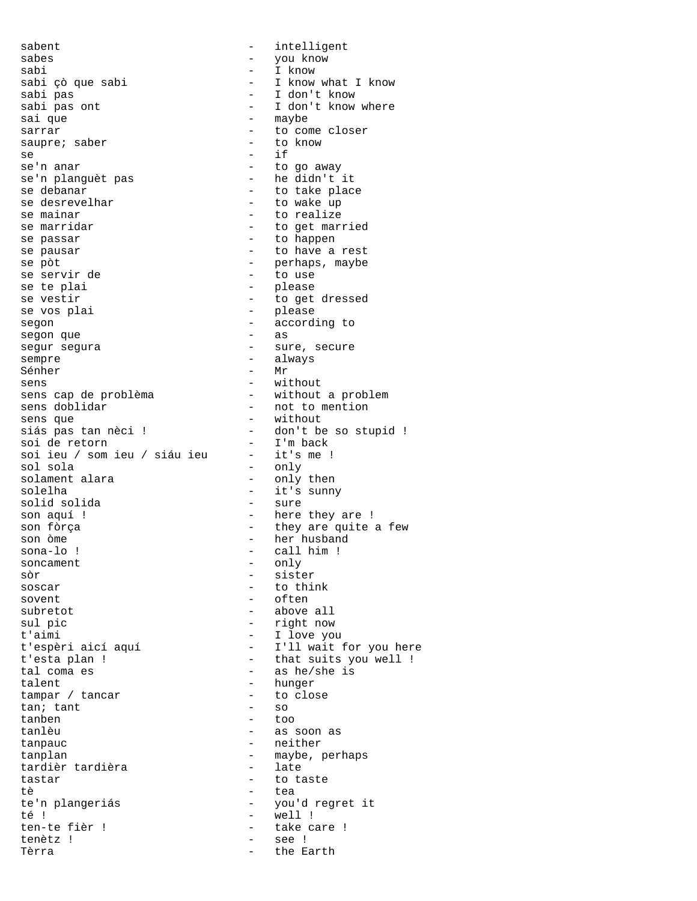| | | |
|---|---|---|
| sabent | - | intelligent |
| sabes | - | you know |
| sabi | - | I know |
| sabi çò que sabi | - | I know what I know |
| sabi pas | - | I don't know |
| sabi pas ont | - | I don't know where |
| sai que | - | maybe |
| sarrar | - | to come closer |
| saupre; saber | - | to know |
| se | - | if |
| se'n anar | - | to go away |
| se'n planguèt pas | - | he didn't it |
| se debanar | - | to take place |
| se desrevelhar | - | to wake up |
| se mainar | - | to realize |
| se marridar | - | to get married |
| se passar | - | to happen |
| se pausar | - | to have a rest |
| se pòt | - | perhaps, maybe |
| se servir de | - | to use |
| se te plai | - | please |
| se vestir | - | to get dressed |
| se vos plai | - | please |
| segon | - | according to |
| segon que | - | as |
| segur segura | - | sure, secure |
| sempre | - | always |
| Sénher | - | Mr |
| sens | - | without |
| sens cap de problèma | - | without a problem |
| sens doblidar | - | not to mention |
| sens que | - | without |
| siás pas tan nèci ! | - | don't be so stupid ! |
| soi de retorn | - | I'm back |
| soi ieu / som ieu / siáu ieu | - | it's me ! |
| sol sola | - | only |
| solament alara | - | only then |
| solelha | - | it's sunny |
| solid solida | - | sure |
| son aquí ! | - | here they are ! |
| son fòrça | - | they are quite a few |
| son òme | - | her husband |
| sona-lo ! | - | call him ! |
| soncament | - | only |
| sòr | - | sister |
| soscar | - | to think |
| sovent | - | often |
| subretot | - | above all |
| sul pic | - | right now |
| t'aimi | - | I love you |
| t'espèri aicí aquí | - | I'll wait for you here |
| t'esta plan ! | - | that suits you well ! |
| tal coma es | - | as he/she is |
| talent | - | hunger |
| tampar / tancar | - | to close |
| tan; tant | - | so |
| tanben | - | too |
| tanlèu | - | as soon as |
| tanpauc | - | neither |
| tanplan | - | maybe, perhaps |
| tardièr tardièra | - | late |
| tastar | - | to taste |
| tè | - | tea |
| te'n plangeriás | - | you'd regret it |
| té ! | - | well ! |
| ten-te fièr ! | - | take care ! |
| tenètz ! | - | see ! |
| Tèrra | - | the Earth |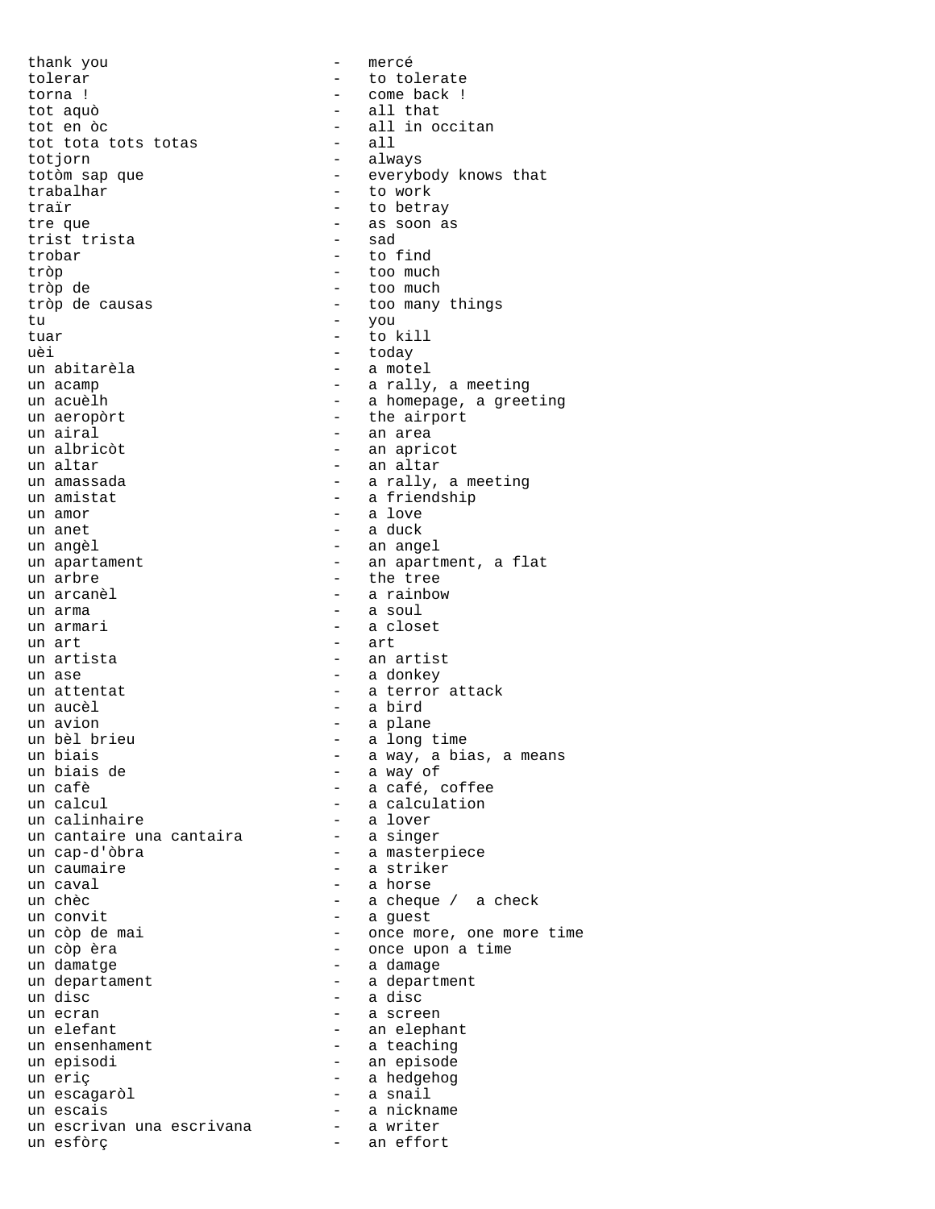thank you - mercé
tolerar - to tolerate
torna ! - come back !
tot aquò - all that
tot en òc - all in occitan
tot tota tots totas - all
totjorn - always
totòm sap que - everybody knows that
trabalhar - to work
traïr - to betray
tre que - as soon as
trist trista - sad
trobar - to find
tròp - too much
tròp de - too much
tròp de causas - too many things
tu - you
tuar - to kill
uèi - today
un abitarèla - a motel
un acamp - a rally, a meeting
un acuèlh - a homepage, a greeting
un aeropòrt - the airport
un airal - an area
un albricòt - an apricot
un altar - an altar
un amassada - a rally, a meeting
un amistat - a friendship
un amor - a love
un anet - a duck
un angèl - an angel
un apartament - an apartment, a flat
un arbre - the tree
un arcanèl - a rainbow
un arma - a soul
un armari - a closet
un art - art
un artista - an artist
un ase - a donkey
un attentat - a terror attack
un aucèl - a bird
un avion - a plane
un bèl brieu - a long time
un biais - a way, a bias, a means
un biais de - a way of
un cafè - a café, coffee
un calcul - a calculation
un calinhaire - a lover
un cantaire una cantaira - a singer
un cap-d'òbra - a masterpiece
un caumaire - a striker
un caval - a horse
un chèc - a cheque / a check
un convit - a guest
un còp de mai - once more, one more time
un còp èra - once upon a time
un damatge - a damage
un departament - a department
un disc - a disc
un ecran - a screen
un elefant - an elephant
un ensenhament - a teaching
un episodi - an episode
un eriç - a hedgehog
un escagaròl - a snail
un escais - a nickname
un escrivan una escrivana - a writer
un esfòrç - an effort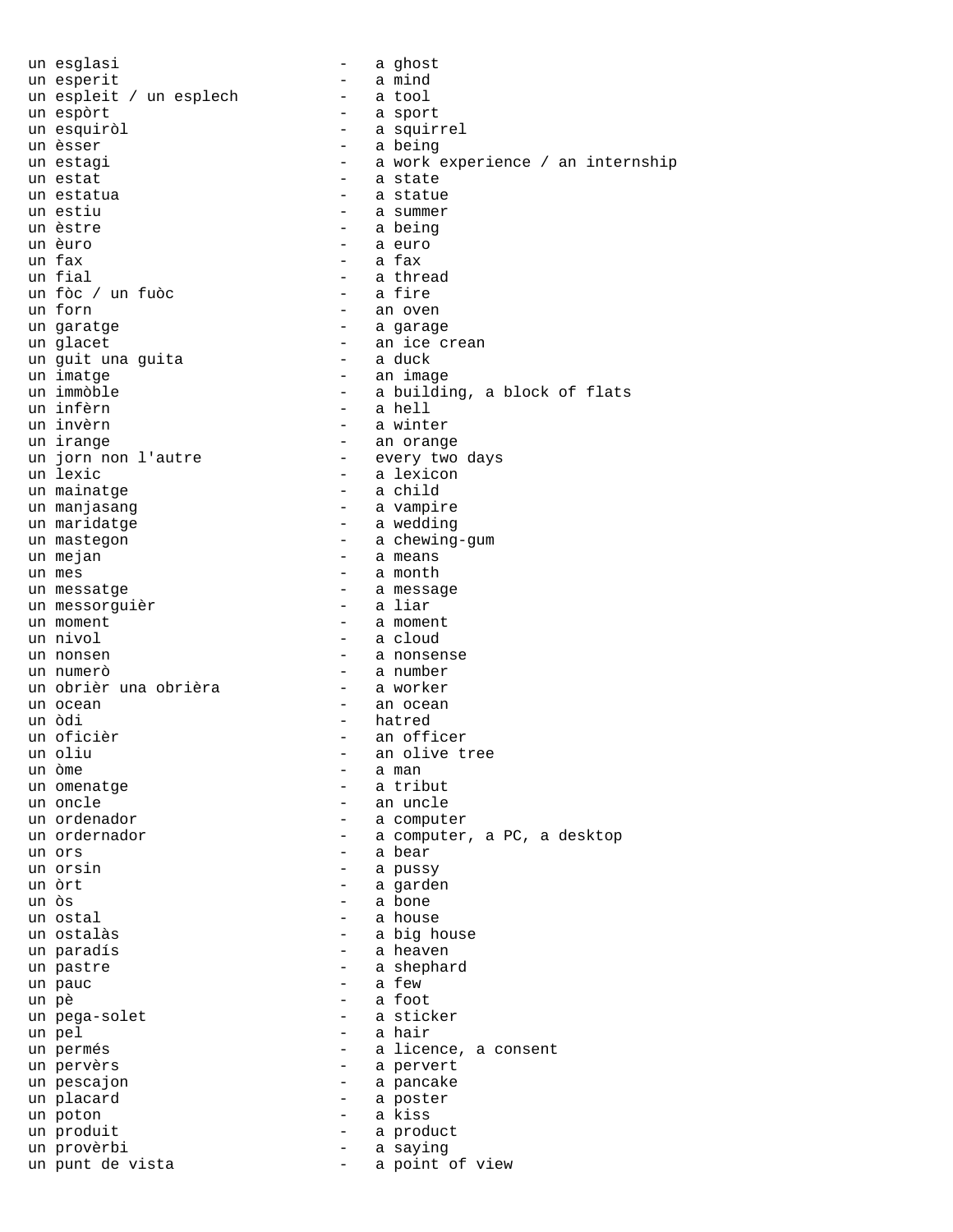un esglasi - a ghost
un esperit - a mind
un espleit / un esplech - a tool
un espòrt - a sport
un esquiròl - a squirrel
un èsser - a being
un estagi - a work experience / an internship
un estat - a state
un estatua - a statue
un estiu - a summer
un èstre - a being
un èuro - a euro
un fax - a fax
un fial - a thread
un fòc / un fuòc - a fire
un forn - an oven
un garatge - a garage
un glacet - an ice crean
un guit una guita - a duck
un imatge - an image
un immòble - a building, a block of flats
un infèrn - a hell
un invèrn - a winter
un irange - an orange
un jorn non l'autre - every two days
un lexic - a lexicon
un mainatge - a child
un manjasang - a vampire
un maridatge - a wedding
un mastegon - a chewing-gum
un mejan - a means
un mes - a month
un messatge - a message
un messorguièr - a liar
un moment - a moment
un nivol - a cloud
un nonsen - a nonsense
un numerò - a number
un obrièr una obrièra - a worker
un ocean - an ocean
un òdi - hatred
un oficièr - an officer
un oliu - an olive tree
un òme - a man
un omenatge - a tribut
un oncle - an uncle
un ordenador - a computer
un ordernador - a computer, a PC, a desktop
un ors - a bear
un orsin - a pussy
un òrt - a garden
un òs - a bone
un ostal - a house
un ostalàs - a big house
un paradís - a heaven
un pastre - a shephard
un pauc - a few
un pè - a foot
un pega-solet - a sticker
un pel - a hair
un permés - a licence, a consent
un pervèrs - a pervert
un pescajon - a pancake
un placard - a poster
un poton - a kiss
un produit - a product
un provèrbi - a saying
un punt de vista - a point of view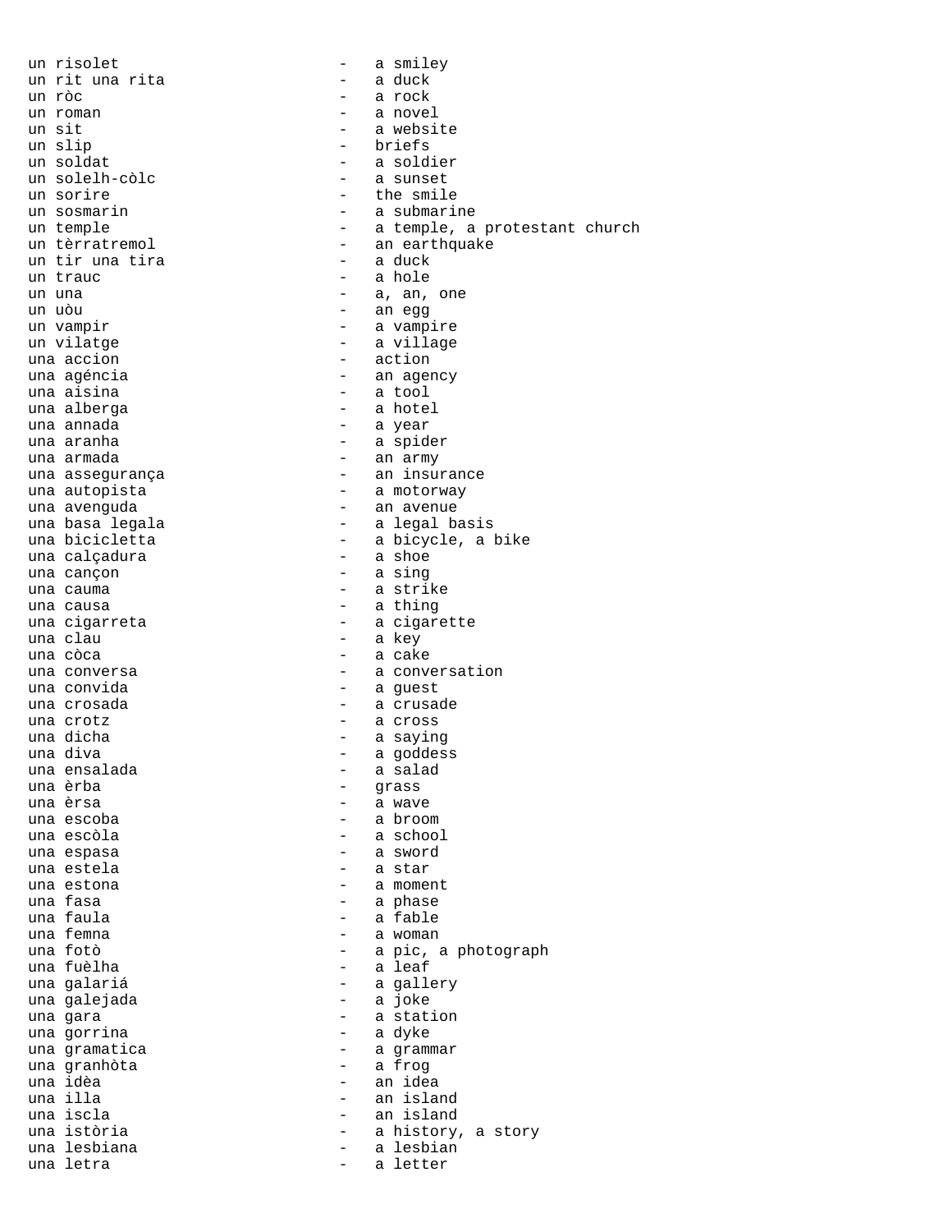un risolet - a smiley
un rit una rita - a duck
un ròc - a rock
un roman - a novel
un sit - a website
un slip - briefs
un soldat - a soldier
un solelh-còlc - a sunset
un sorire - the smile
un sosmarin - a submarine
un temple - a temple, a protestant church
un tèrratremol - an earthquake
un tir una tira - a duck
un trauc - a hole
un una - a, an, one
un uòu - an egg
un vampir - a vampire
un vilatge - a village
una accion - action
una agéncia - an agency
una aisina - a tool
una alberga - a hotel
una annada - a year
una aranha - a spider
una armada - an army
una assegurança - an insurance
una autopista - a motorway
una avenguda - an avenue
una basa legala - a legal basis
una bicicletta - a bicycle, a bike
una calçadura - a shoe
una cançon - a sing
una cauma - a strike
una causa - a thing
una cigarreta - a cigarette
una clau - a key
una còca - a cake
una conversa - a conversation
una convida - a guest
una crosada - a crusade
una crotz - a cross
una dicha - a saying
una diva - a goddess
una ensalada - a salad
una èrba - grass
una èrsa - a wave
una escoba - a broom
una escòla - a school
una espasa - a sword
una estela - a star
una estona - a moment
una fasa - a phase
una faula - a fable
una femna - a woman
una fotò - a pic, a photograph
una fuèlha - a leaf
una galariá - a gallery
una galejada - a joke
una gara - a station
una gorrina - a dyke
una gramatica - a grammar
una granhòta - a frog
una idèa - an idea
una illa - an island
una iscla - an island
una istòria - a history, a story
una lesbiana - a lesbian
una letra - a letter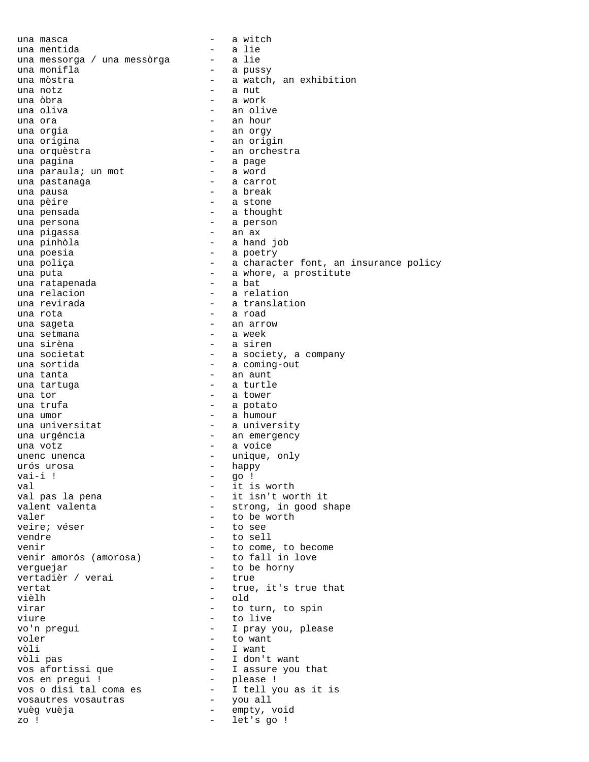una masca - a witch
una mentida - a lie
una messorga / una messòrga - a lie
una monifla - a pussy
una mòstra - a watch, an exhibition
una notz - a nut
una òbra - a work
una oliva - an olive
una ora - an hour
una orgia - an orgy
una origina - an origin
una orquèstra - an orchestra
una pagina - a page
una paraula; un mot - a word
una pastanaga - a carrot
una pausa - a break
una pèire - a stone
una pensada - a thought
una persona - a person
una pigassa - an ax
una pinhòla - a hand job
una poesia - a poetry
una poliça - a character font, an insurance policy
una puta - a whore, a prostitute
una ratapenada - a bat
una relacion - a relation
una revirada - a translation
una rota - a road
una sageta - an arrow
una setmana - a week
una sirèna - a siren
una societat - a society, a company
una sortida - a coming-out
una tanta - an aunt
una tartuga - a turtle
una tor - a tower
una trufa - a potato
una umor - a humour
una universitat - a university
una urgéncia - an emergency
una votz - a voice
unenc unenca - unique, only
urós urosa - happy
vai-i ! - go !
val - it is worth
val pas la pena - it isn't worth it
valent valenta - strong, in good shape
valer - to be worth
veire; véser - to see
vendre - to sell
venir - to come, to become
venir amorós (amorosa) - to fall in love
verguejar - to be horny
vertadièr / verai - true
vertat - true, it's true that
vièlh - old
virar - to turn, to spin
viure - to live
vo'n pregui - I pray you, please
voler - to want
vòli - I want
vòli pas - I don't want
vos afortissi que - I assure you that
vos en pregui ! - please !
vos o disi tal coma es - I tell you as it is
vosautres vosautras - you all
vuèg vuèja - empty, void
zo ! - let's go !